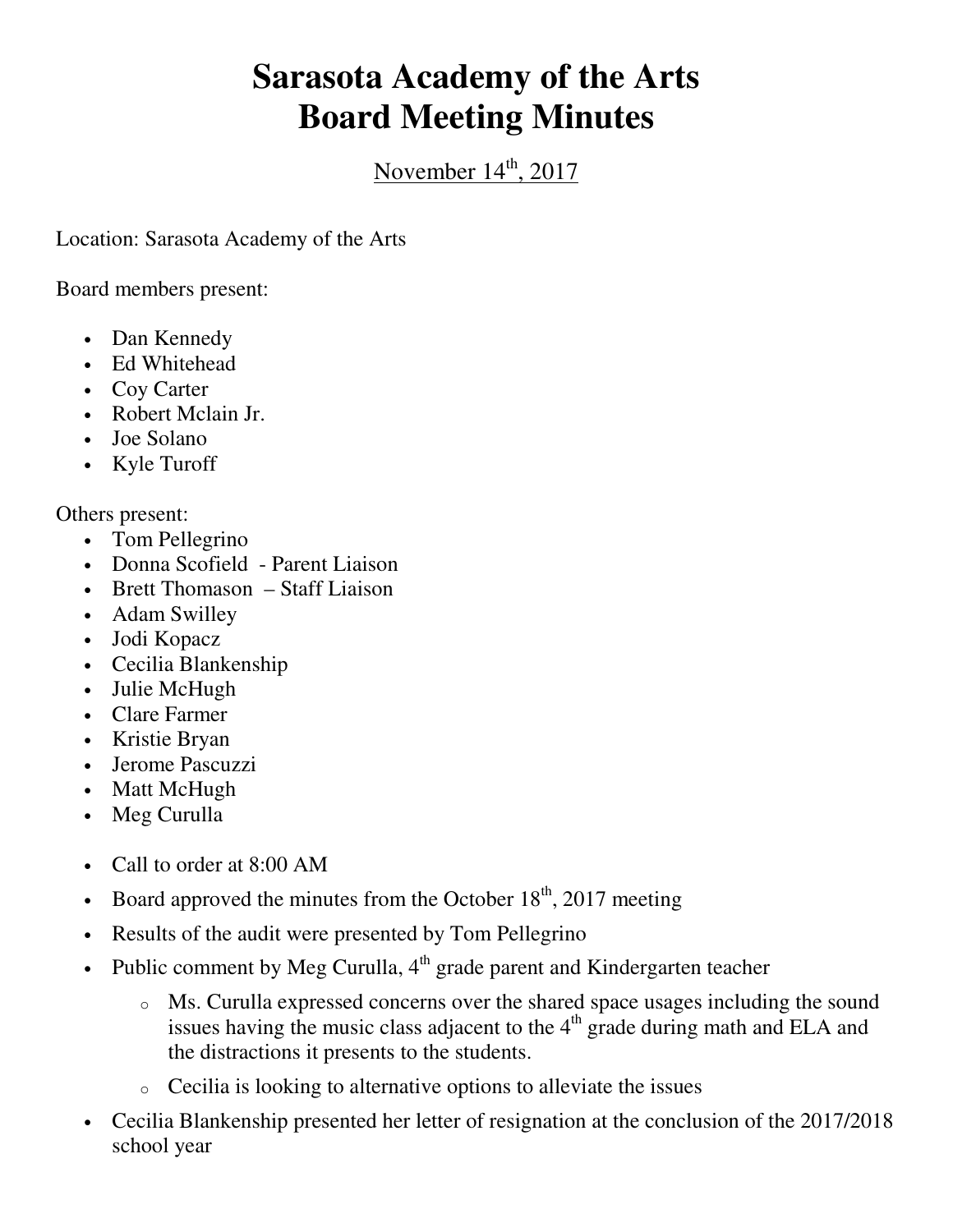# Sarasota Academy of the Arts
# Board Meeting Minutes

November 14th, 2017

Location: Sarasota Academy of the Arts

Board members present:

- Dan Kennedy
- Ed Whitehead
- Coy Carter
- Robert Mclain Jr.
- Joe Solano
- Kyle Turoff

Others present:

- Tom Pellegrino
- Donna Scofield - Parent Liaison
- Brett Thomason – Staff Liaison
- Adam Swilley
- Jodi Kopacz
- Cecilia Blankenship
- Julie McHugh
- Clare Farmer
- Kristie Bryan
- Jerome Pascuzzi
- Matt McHugh
- Meg Curulla

- Call to order at 8:00 AM
- Board approved the minutes from the October 18th, 2017 meeting
- Results of the audit were presented by Tom Pellegrino
- Public comment by Meg Curulla, 4th grade parent and Kindergarten teacher
  - Ms. Curulla expressed concerns over the shared space usages including the sound issues having the music class adjacent to the 4th grade during math and ELA and the distractions it presents to the students.
  - Cecilia is looking to alternative options to alleviate the issues
- Cecilia Blankenship presented her letter of resignation at the conclusion of the 2017/2018 school year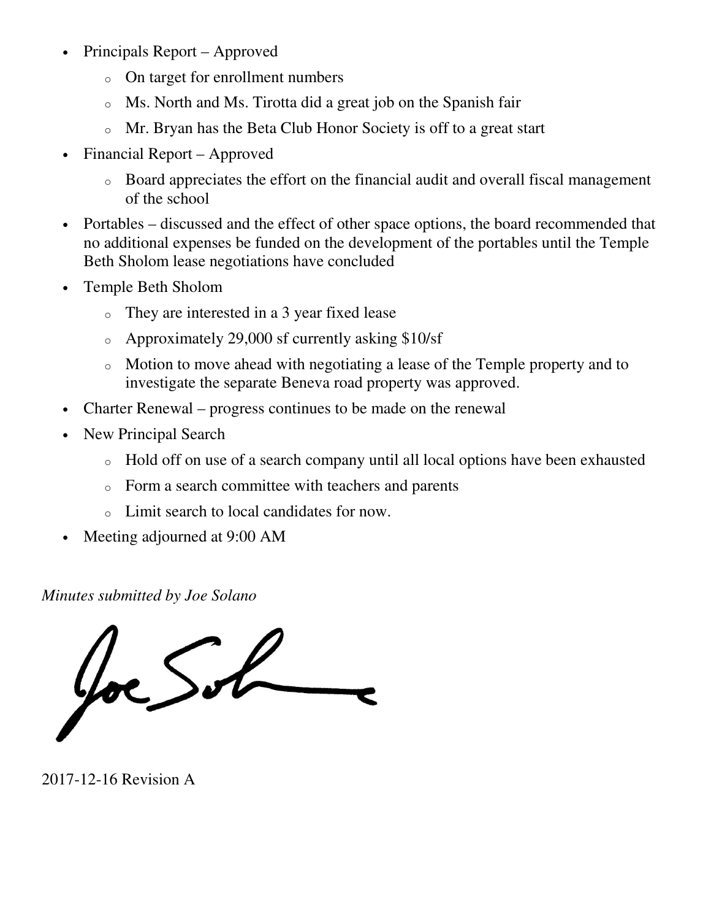- Principals Report – Approved
    - On target for enrollment numbers
    - Ms. North and Ms. Tirotta did a great job on the Spanish fair
    - Mr. Bryan has the Beta Club Honor Society is off to a great start
- Financial Report – Approved
    - Board appreciates the effort on the financial audit and overall fiscal management of the school
- Portables – discussed and the effect of other space options, the board recommended that no additional expenses be funded on the development of the portables until the Temple Beth Sholom lease negotiations have concluded
- Temple Beth Sholom
    - They are interested in a 3 year fixed lease
    - Approximately 29,000 sf currently asking $10/sf
    - Motion to move ahead with negotiating a lease of the Temple property and to investigate the separate Beneva road property was approved.
- Charter Renewal – progress continues to be made on the renewal
- New Principal Search
    - Hold off on use of a search company until all local options have been exhausted
    - Form a search committee with teachers and parents
    - Limit search to local candidates for now.
- Meeting adjourned at 9:00 AM

*Minutes submitted by Joe Solano*

2017-12-16 Revision A